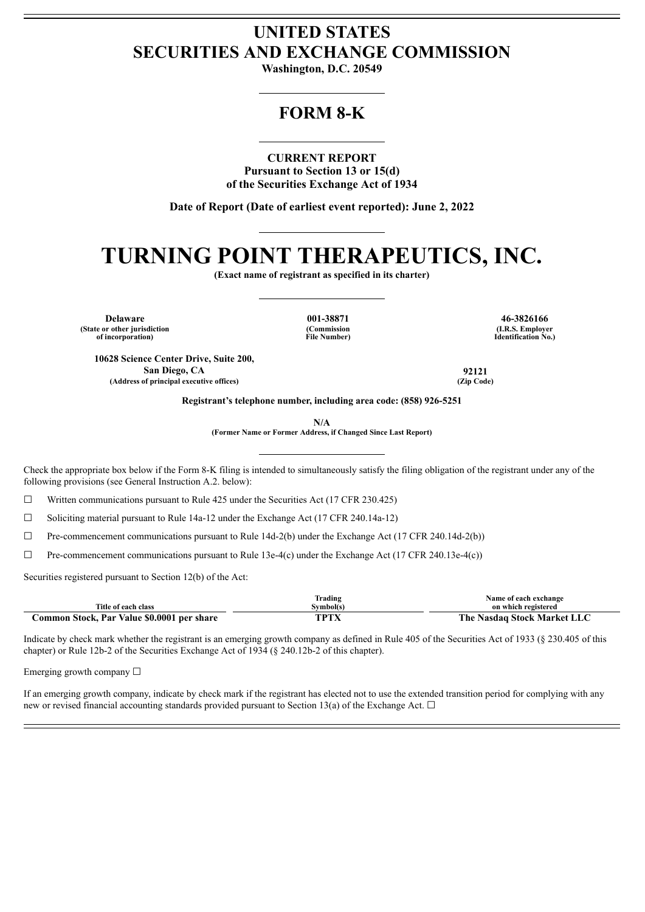# UNITED STATES
# SECURITIES AND EXCHANGE COMMISSION

**Washington, D.C. 20549**

## FORM 8-K

**CURRENT REPORT**
**Pursuant to Section 13 or 15(d)**
**of the Securities Exchange Act of 1934**

**Date of Report (Date of earliest event reported): June 2, 2022**

# TURNING POINT THERAPEUTICS, INC.

**(Exact name of registrant as specified in its charter)**

| Delaware | 001-38871 | 46-3826166 |
|---|---|---|
| (State or other jurisdiction of incorporation) | (Commission File Number) | (I.R.S. Employer Identification No.) |

| 10628 Science Center Drive, Suite 200, San Diego, CA | 92121 |
|---|---|
| (Address of principal executive offices) | (Zip Code) |

**Registrant's telephone number, including area code: (858) 926-5251**

**N/A**
**(Former Name or Former Address, if Changed Since Last Report)**

Check the appropriate box below if the Form 8-K filing is intended to simultaneously satisfy the filing obligation of the registrant under any of the following provisions (see General Instruction A.2. below):

☐ Written communications pursuant to Rule 425 under the Securities Act (17 CFR 230.425)

☐ Soliciting material pursuant to Rule 14a-12 under the Exchange Act (17 CFR 240.14a-12)

☐ Pre-commencement communications pursuant to Rule 14d-2(b) under the Exchange Act (17 CFR 240.14d-2(b))

☐ Pre-commencement communications pursuant to Rule 13e-4(c) under the Exchange Act (17 CFR 240.13e-4(c))

Securities registered pursuant to Section 12(b) of the Act:

| Title of each class | Trading Symbol(s) | Name of each exchange on which registered |
|---|---|---|
| **Common Stock, Par Value $0.0001 per share** | **TPTX** | **The Nasdaq Stock Market LLC** |

Indicate by check mark whether the registrant is an emerging growth company as defined in Rule 405 of the Securities Act of 1933 (§ 230.405 of this chapter) or Rule 12b-2 of the Securities Exchange Act of 1934 (§ 240.12b-2 of this chapter).

Emerging growth company ☐

If an emerging growth company, indicate by check mark if the registrant has elected not to use the extended transition period for complying with any new or revised financial accounting standards provided pursuant to Section 13(a) of the Exchange Act. ☐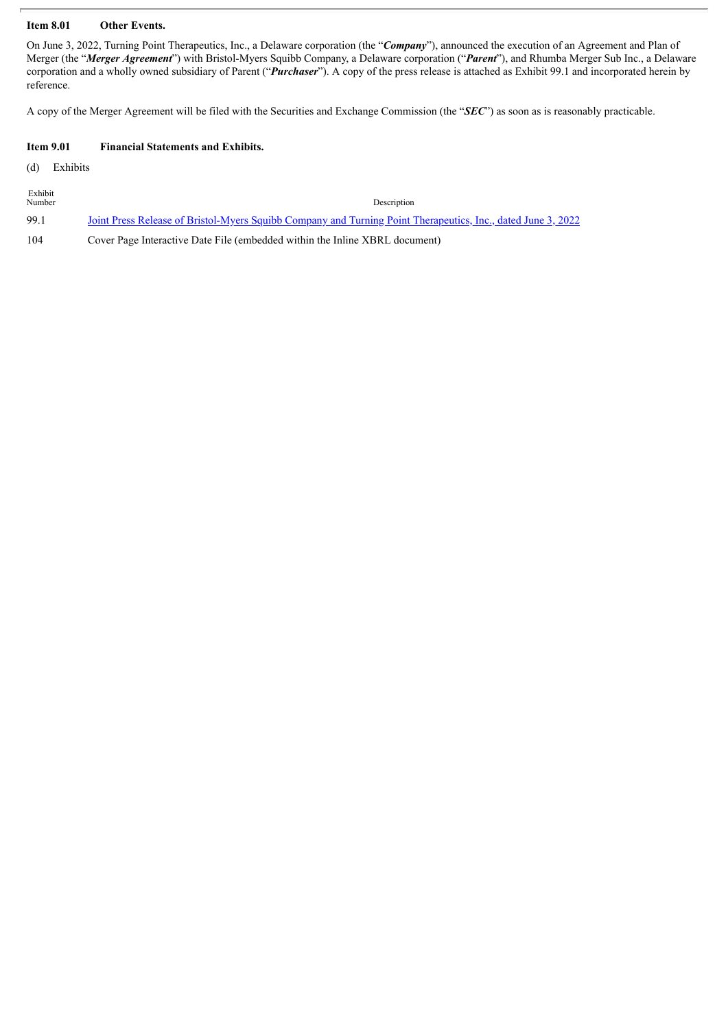### Item 8.01 Other Events.

On June 3, 2022, Turning Point Therapeutics, Inc., a Delaware corporation (the "***Company***"), announced the execution of an Agreement and Plan of Merger (the "***Merger Agreement***") with Bristol-Myers Squibb Company, a Delaware corporation ("***Parent***"), and Rhumba Merger Sub Inc., a Delaware corporation and a wholly owned subsidiary of Parent ("***Purchaser***"). A copy of the press release is attached as Exhibit 99.1 and incorporated herein by reference.

A copy of the Merger Agreement will be filed with the Securities and Exchange Commission (the "***SEC***") as soon as is reasonably practicable.

### Item 9.01 Financial Statements and Exhibits.

(d) Exhibits

| Exhibit Number | Description |
|---|---|
| 99.1 | Joint Press Release of Bristol-Myers Squibb Company and Turning Point Therapeutics, Inc., dated June 3, 2022 |
| 104 | Cover Page Interactive Date File (embedded within the Inline XBRL document) |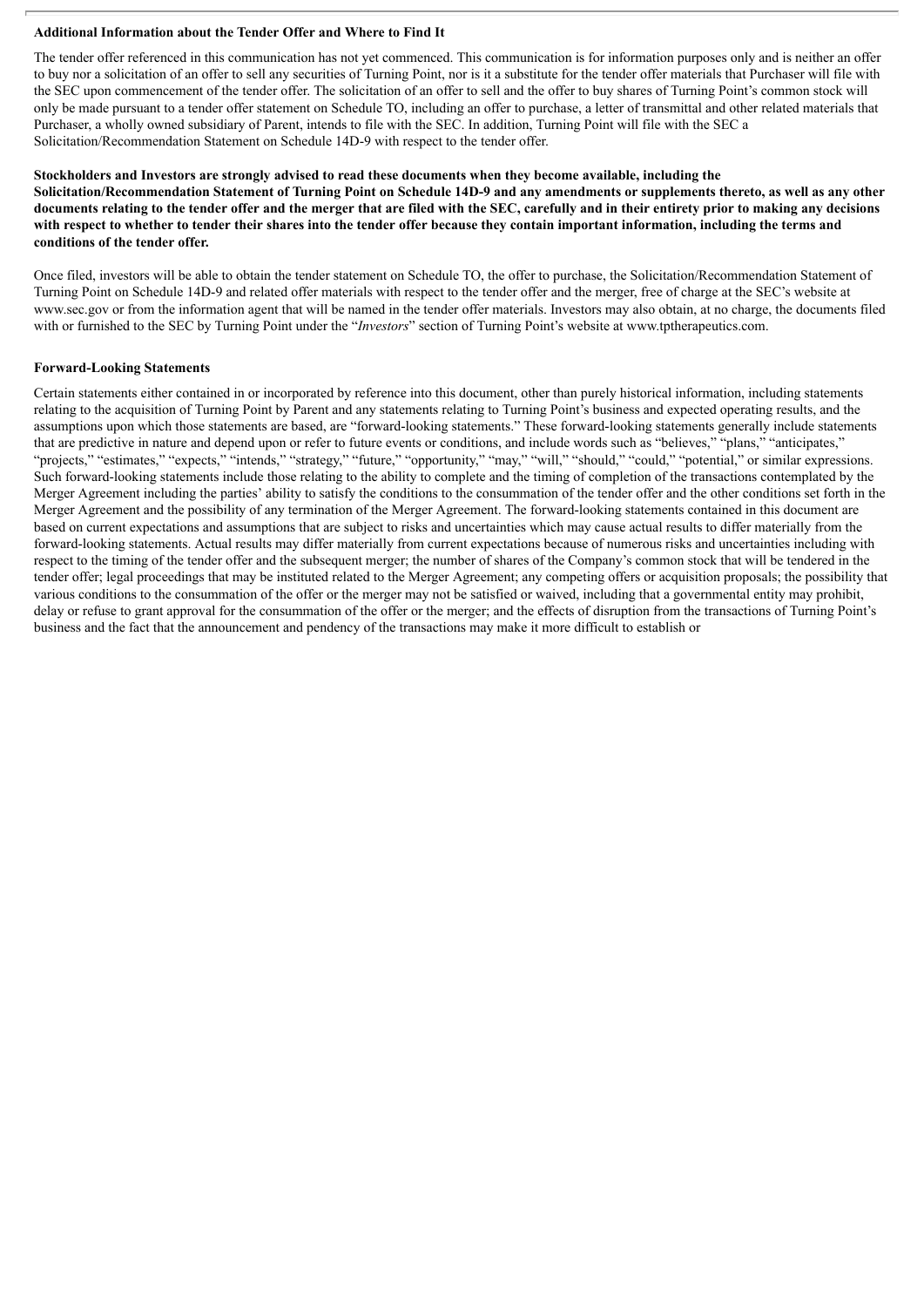**Additional Information about the Tender Offer and Where to Find It**

The tender offer referenced in this communication has not yet commenced. This communication is for information purposes only and is neither an offer to buy nor a solicitation of an offer to sell any securities of Turning Point, nor is it a substitute for the tender offer materials that Purchaser will file with the SEC upon commencement of the tender offer. The solicitation of an offer to sell and the offer to buy shares of Turning Point's common stock will only be made pursuant to a tender offer statement on Schedule TO, including an offer to purchase, a letter of transmittal and other related materials that Purchaser, a wholly owned subsidiary of Parent, intends to file with the SEC. In addition, Turning Point will file with the SEC a Solicitation/Recommendation Statement on Schedule 14D-9 with respect to the tender offer.

**Stockholders and Investors are strongly advised to read these documents when they become available, including the Solicitation/Recommendation Statement of Turning Point on Schedule 14D-9 and any amendments or supplements thereto, as well as any other documents relating to the tender offer and the merger that are filed with the SEC, carefully and in their entirety prior to making any decisions with respect to whether to tender their shares into the tender offer because they contain important information, including the terms and conditions of the tender offer.**

Once filed, investors will be able to obtain the tender statement on Schedule TO, the offer to purchase, the Solicitation/Recommendation Statement of Turning Point on Schedule 14D-9 and related offer materials with respect to the tender offer and the merger, free of charge at the SEC's website at www.sec.gov or from the information agent that will be named in the tender offer materials. Investors may also obtain, at no charge, the documents filed with or furnished to the SEC by Turning Point under the "*Investors*" section of Turning Point's website at www.tptherapeutics.com.

**Forward-Looking Statements**

Certain statements either contained in or incorporated by reference into this document, other than purely historical information, including statements relating to the acquisition of Turning Point by Parent and any statements relating to Turning Point's business and expected operating results, and the assumptions upon which those statements are based, are "forward-looking statements." These forward-looking statements generally include statements that are predictive in nature and depend upon or refer to future events or conditions, and include words such as "believes," "plans," "anticipates," "projects," "estimates," "expects," "intends," "strategy," "future," "opportunity," "may," "will," "should," "could," "potential," or similar expressions. Such forward-looking statements include those relating to the ability to complete and the timing of completion of the transactions contemplated by the Merger Agreement including the parties' ability to satisfy the conditions to the consummation of the tender offer and the other conditions set forth in the Merger Agreement and the possibility of any termination of the Merger Agreement. The forward-looking statements contained in this document are based on current expectations and assumptions that are subject to risks and uncertainties which may cause actual results to differ materially from the forward-looking statements. Actual results may differ materially from current expectations because of numerous risks and uncertainties including with respect to the timing of the tender offer and the subsequent merger; the number of shares of the Company's common stock that will be tendered in the tender offer; legal proceedings that may be instituted related to the Merger Agreement; any competing offers or acquisition proposals; the possibility that various conditions to the consummation of the offer or the merger may not be satisfied or waived, including that a governmental entity may prohibit, delay or refuse to grant approval for the consummation of the offer or the merger; and the effects of disruption from the transactions of Turning Point's business and the fact that the announcement and pendency of the transactions may make it more difficult to establish or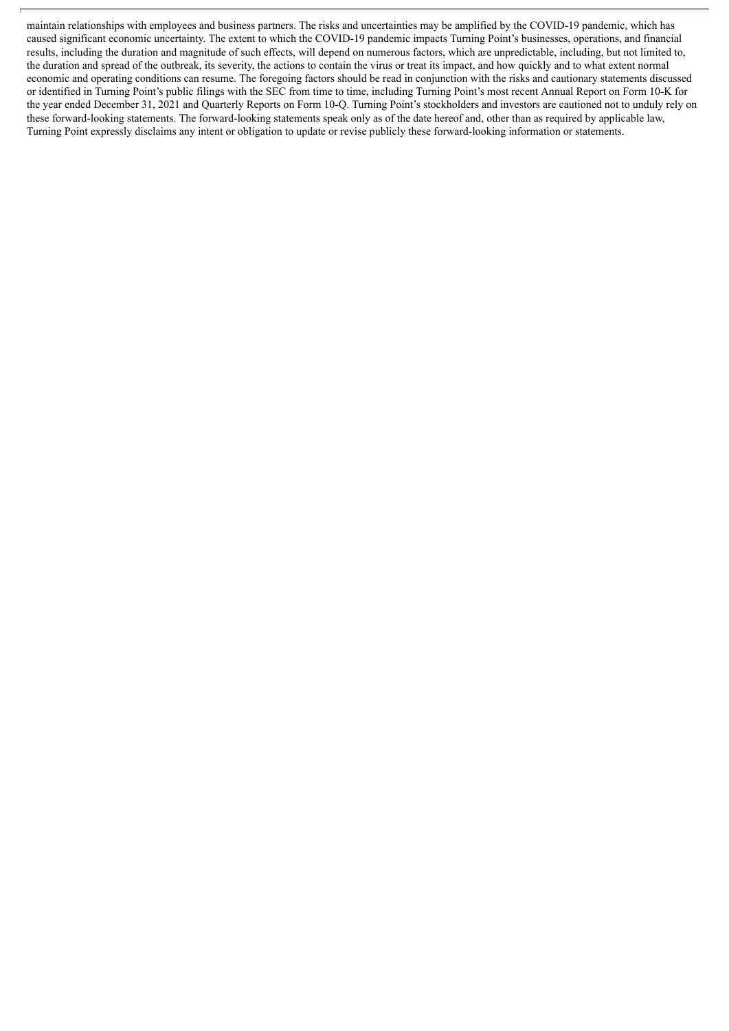maintain relationships with employees and business partners. The risks and uncertainties may be amplified by the COVID-19 pandemic, which has caused significant economic uncertainty. The extent to which the COVID-19 pandemic impacts Turning Point's businesses, operations, and financial results, including the duration and magnitude of such effects, will depend on numerous factors, which are unpredictable, including, but not limited to, the duration and spread of the outbreak, its severity, the actions to contain the virus or treat its impact, and how quickly and to what extent normal economic and operating conditions can resume. The foregoing factors should be read in conjunction with the risks and cautionary statements discussed or identified in Turning Point's public filings with the SEC from time to time, including Turning Point's most recent Annual Report on Form 10-K for the year ended December 31, 2021 and Quarterly Reports on Form 10-Q. Turning Point's stockholders and investors are cautioned not to unduly rely on these forward-looking statements. The forward-looking statements speak only as of the date hereof and, other than as required by applicable law, Turning Point expressly disclaims any intent or obligation to update or revise publicly these forward-looking information or statements.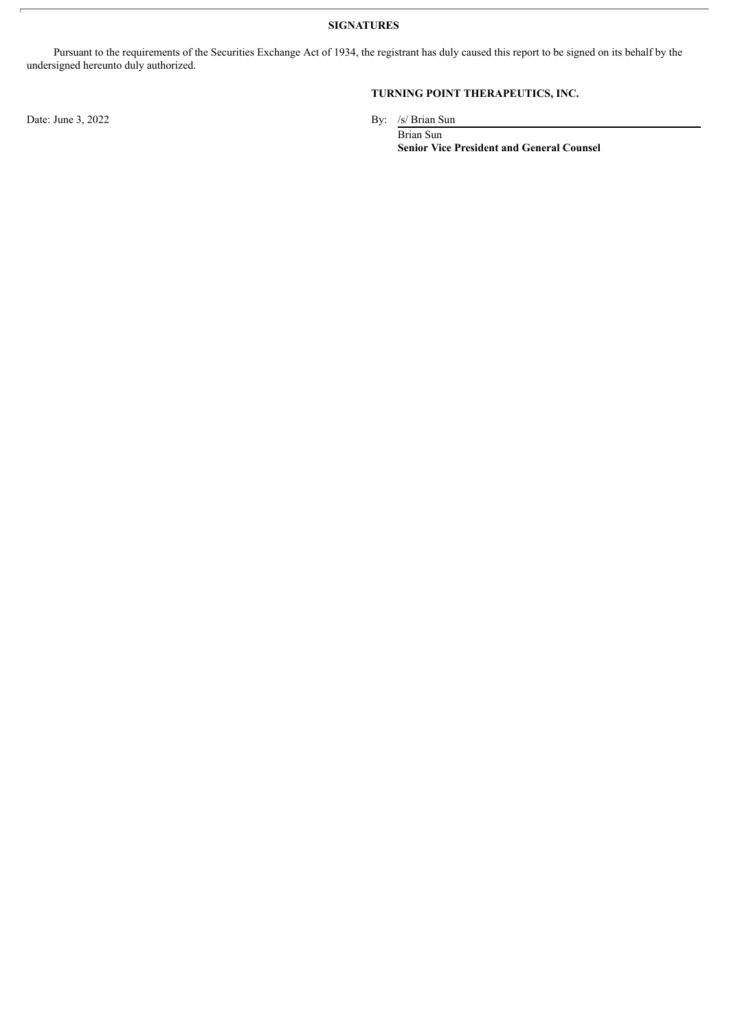**SIGNATURES**

Pursuant to the requirements of the Securities Exchange Act of 1934, the registrant has duly caused this report to be signed on its behalf by the undersigned hereunto duly authorized.

**TURNING POINT THERAPEUTICS, INC.**

Date: June 3, 2022

By: /s/ Brian Sun
Brian Sun
**Senior Vice President and General Counsel**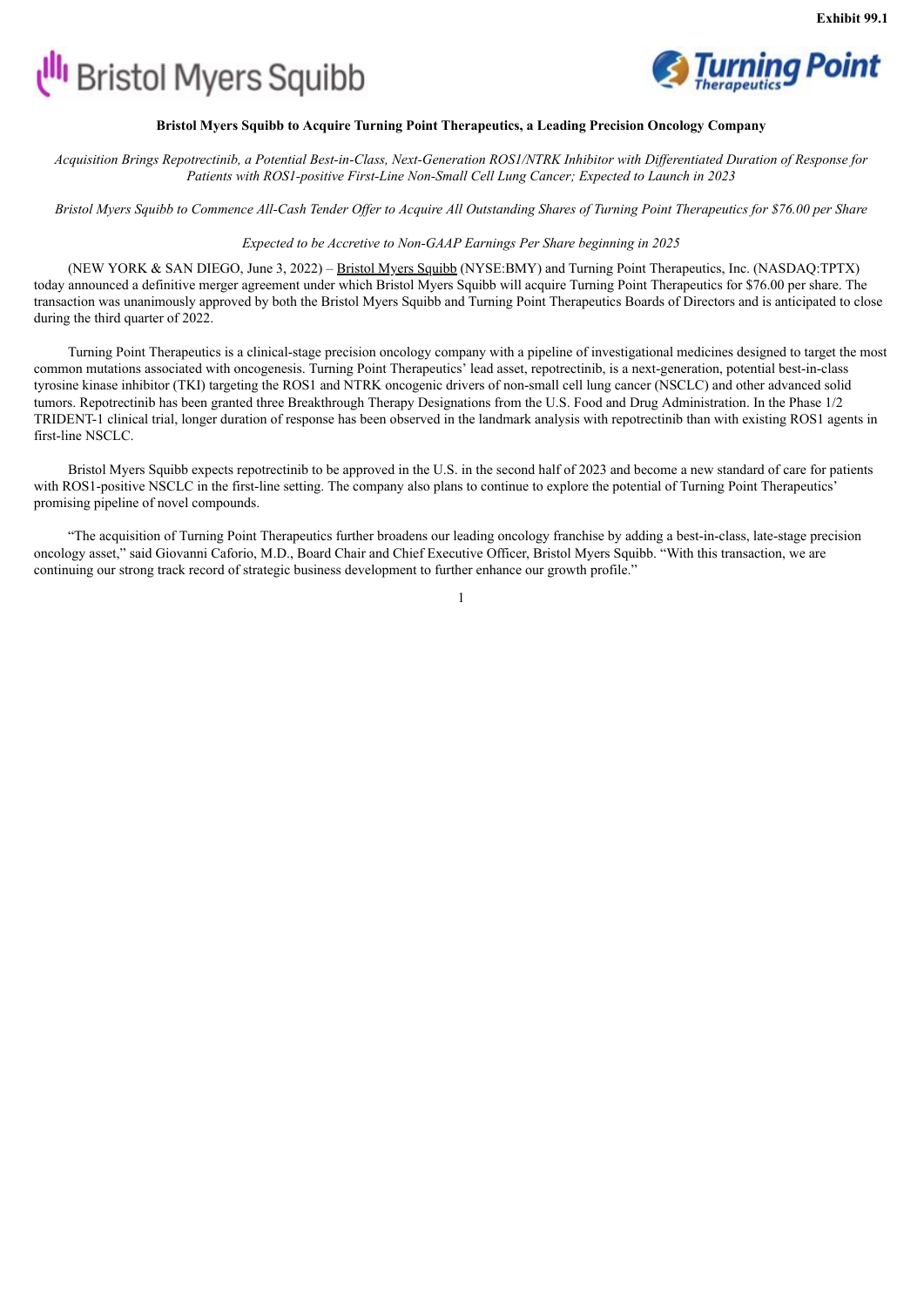**Exhibit 99.1**

**Bristol Myers Squibb to Acquire Turning Point Therapeutics, a Leading Precision Oncology Company**

*Acquisition Brings Repotrectinib, a Potential Best-in-Class, Next-Generation ROS1/NTRK Inhibitor with Differentiated Duration of Response for Patients with ROS1-positive First-Line Non-Small Cell Lung Cancer; Expected to Launch in 2023*

*Bristol Myers Squibb to Commence All-Cash Tender Offer to Acquire All Outstanding Shares of Turning Point Therapeutics for $76.00 per Share*

*Expected to be Accretive to Non-GAAP Earnings Per Share beginning in 2025*

(NEW YORK & SAN DIEGO, June 3, 2022) – Bristol Myers Squibb (NYSE:BMY) and Turning Point Therapeutics, Inc. (NASDAQ:TPTX) today announced a definitive merger agreement under which Bristol Myers Squibb will acquire Turning Point Therapeutics for $76.00 per share. The transaction was unanimously approved by both the Bristol Myers Squibb and Turning Point Therapeutics Boards of Directors and is anticipated to close during the third quarter of 2022.

Turning Point Therapeutics is a clinical-stage precision oncology company with a pipeline of investigational medicines designed to target the most common mutations associated with oncogenesis. Turning Point Therapeutics' lead asset, repotrectinib, is a next-generation, potential best-in-class tyrosine kinase inhibitor (TKI) targeting the ROS1 and NTRK oncogenic drivers of non-small cell lung cancer (NSCLC) and other advanced solid tumors. Repotrectinib has been granted three Breakthrough Therapy Designations from the U.S. Food and Drug Administration. In the Phase 1/2 TRIDENT-1 clinical trial, longer duration of response has been observed in the landmark analysis with repotrectinib than with existing ROS1 agents in first-line NSCLC.

Bristol Myers Squibb expects repotrectinib to be approved in the U.S. in the second half of 2023 and become a new standard of care for patients with ROS1-positive NSCLC in the first-line setting. The company also plans to continue to explore the potential of Turning Point Therapeutics' promising pipeline of novel compounds.

"The acquisition of Turning Point Therapeutics further broadens our leading oncology franchise by adding a best-in-class, late-stage precision oncology asset," said Giovanni Caforio, M.D., Board Chair and Chief Executive Officer, Bristol Myers Squibb. "With this transaction, we are continuing our strong track record of strategic business development to further enhance our growth profile."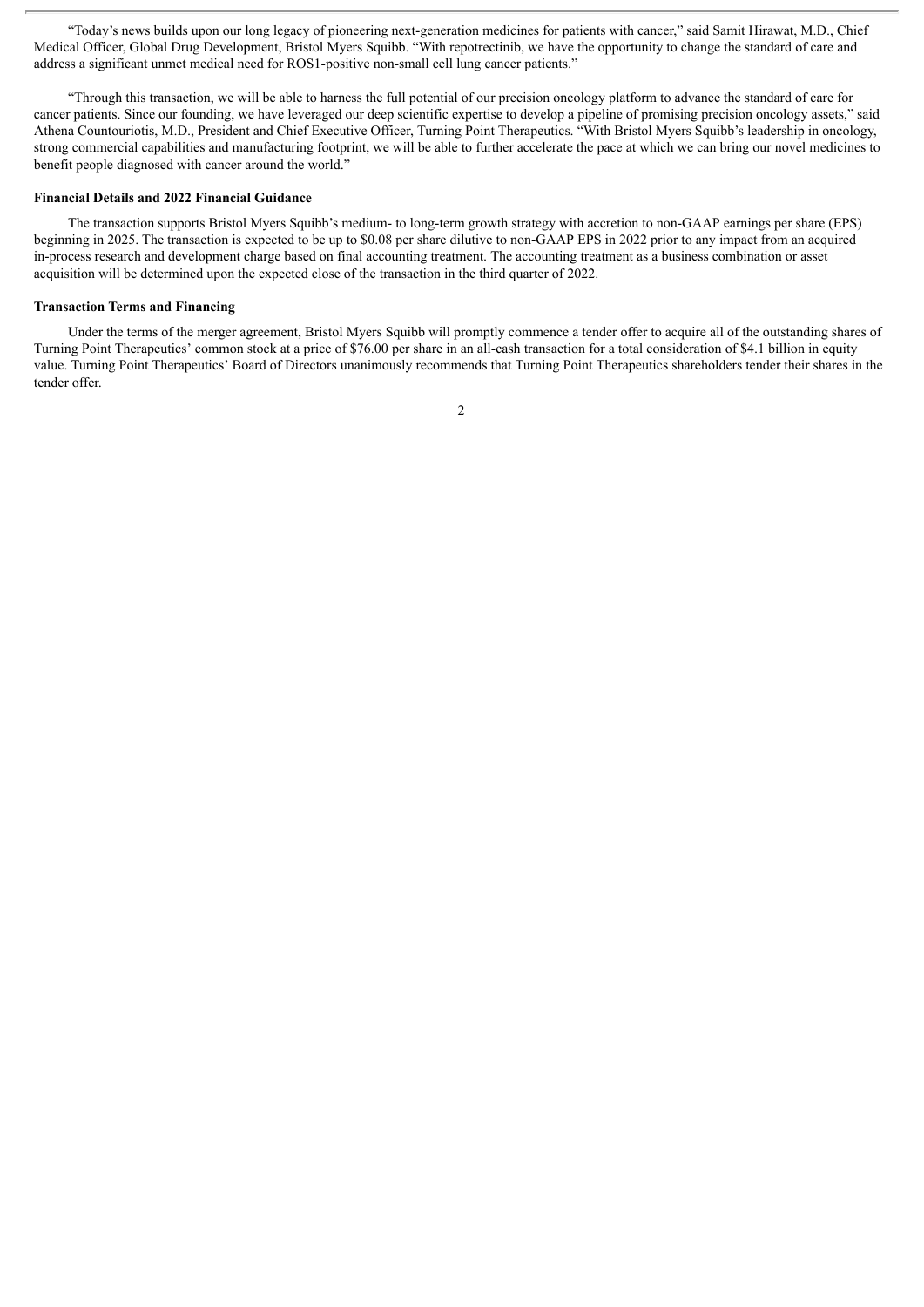"Today's news builds upon our long legacy of pioneering next-generation medicines for patients with cancer," said Samit Hirawat, M.D., Chief Medical Officer, Global Drug Development, Bristol Myers Squibb. "With repotrectinib, we have the opportunity to change the standard of care and address a significant unmet medical need for ROS1-positive non-small cell lung cancer patients."

"Through this transaction, we will be able to harness the full potential of our precision oncology platform to advance the standard of care for cancer patients. Since our founding, we have leveraged our deep scientific expertise to develop a pipeline of promising precision oncology assets," said Athena Countouriotis, M.D., President and Chief Executive Officer, Turning Point Therapeutics. "With Bristol Myers Squibb's leadership in oncology, strong commercial capabilities and manufacturing footprint, we will be able to further accelerate the pace at which we can bring our novel medicines to benefit people diagnosed with cancer around the world."

**Financial Details and 2022 Financial Guidance**

The transaction supports Bristol Myers Squibb's medium- to long-term growth strategy with accretion to non-GAAP earnings per share (EPS) beginning in 2025. The transaction is expected to be up to $0.08 per share dilutive to non-GAAP EPS in 2022 prior to any impact from an acquired in-process research and development charge based on final accounting treatment. The accounting treatment as a business combination or asset acquisition will be determined upon the expected close of the transaction in the third quarter of 2022.

**Transaction Terms and Financing**

Under the terms of the merger agreement, Bristol Myers Squibb will promptly commence a tender offer to acquire all of the outstanding shares of Turning Point Therapeutics' common stock at a price of $76.00 per share in an all-cash transaction for a total consideration of $4.1 billion in equity value. Turning Point Therapeutics' Board of Directors unanimously recommends that Turning Point Therapeutics shareholders tender their shares in the tender offer.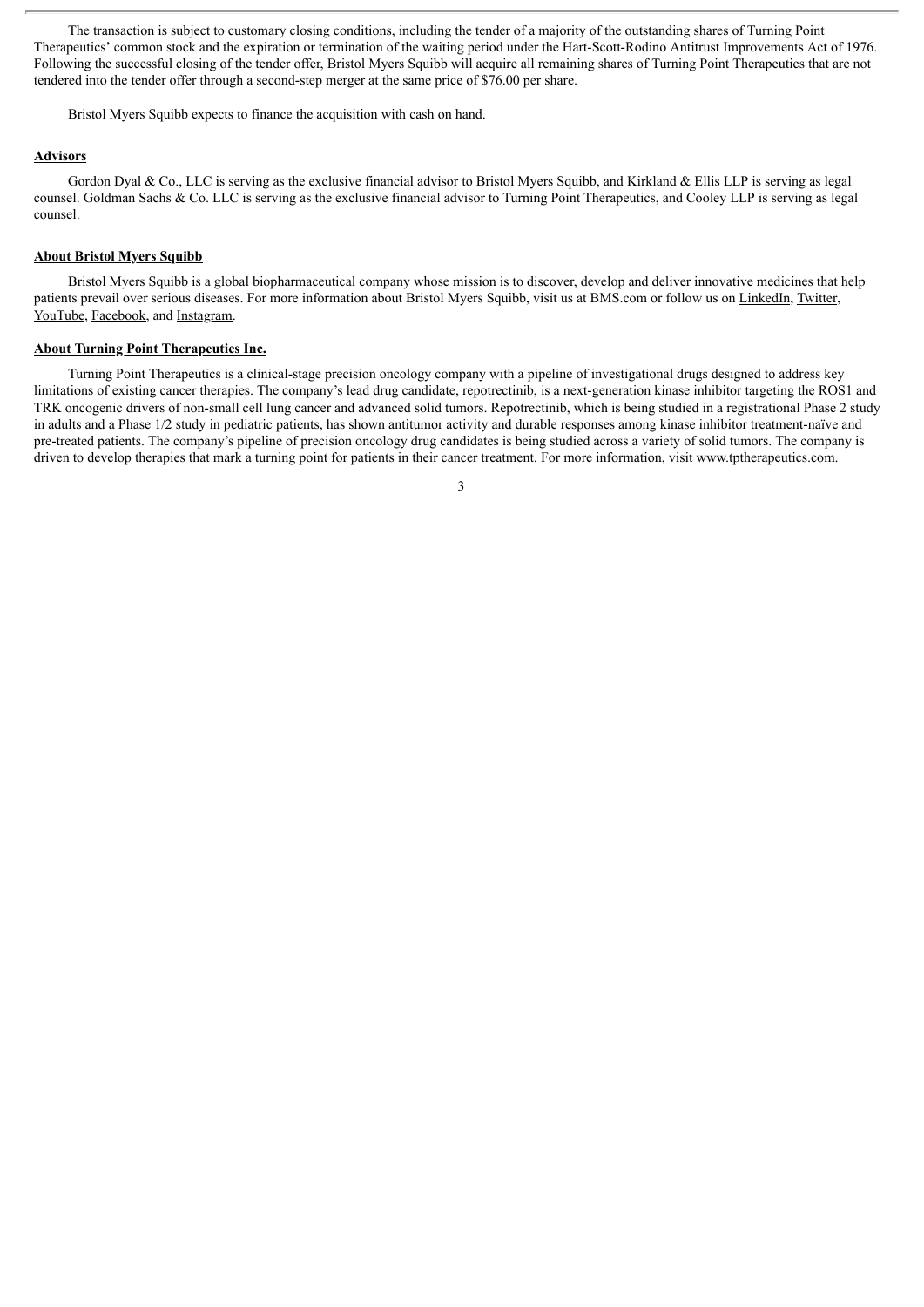The transaction is subject to customary closing conditions, including the tender of a majority of the outstanding shares of Turning Point Therapeutics' common stock and the expiration or termination of the waiting period under the Hart-Scott-Rodino Antitrust Improvements Act of 1976. Following the successful closing of the tender offer, Bristol Myers Squibb will acquire all remaining shares of Turning Point Therapeutics that are not tendered into the tender offer through a second-step merger at the same price of $76.00 per share.

Bristol Myers Squibb expects to finance the acquisition with cash on hand.

**Advisors**

Gordon Dyal & Co., LLC is serving as the exclusive financial advisor to Bristol Myers Squibb, and Kirkland & Ellis LLP is serving as legal counsel. Goldman Sachs & Co. LLC is serving as the exclusive financial advisor to Turning Point Therapeutics, and Cooley LLP is serving as legal counsel.

**About Bristol Myers Squibb**

Bristol Myers Squibb is a global biopharmaceutical company whose mission is to discover, develop and deliver innovative medicines that help patients prevail over serious diseases. For more information about Bristol Myers Squibb, visit us at BMS.com or follow us on LinkedIn, Twitter, YouTube, Facebook, and Instagram.

**About Turning Point Therapeutics Inc.**

Turning Point Therapeutics is a clinical-stage precision oncology company with a pipeline of investigational drugs designed to address key limitations of existing cancer therapies. The company's lead drug candidate, repotrectinib, is a next-generation kinase inhibitor targeting the ROS1 and TRK oncogenic drivers of non-small cell lung cancer and advanced solid tumors. Repotrectinib, which is being studied in a registrational Phase 2 study in adults and a Phase 1/2 study in pediatric patients, has shown antitumor activity and durable responses among kinase inhibitor treatment-naïve and pre-treated patients. The company's pipeline of precision oncology drug candidates is being studied across a variety of solid tumors. The company is driven to develop therapies that mark a turning point for patients in their cancer treatment. For more information, visit www.tptherapeutics.com.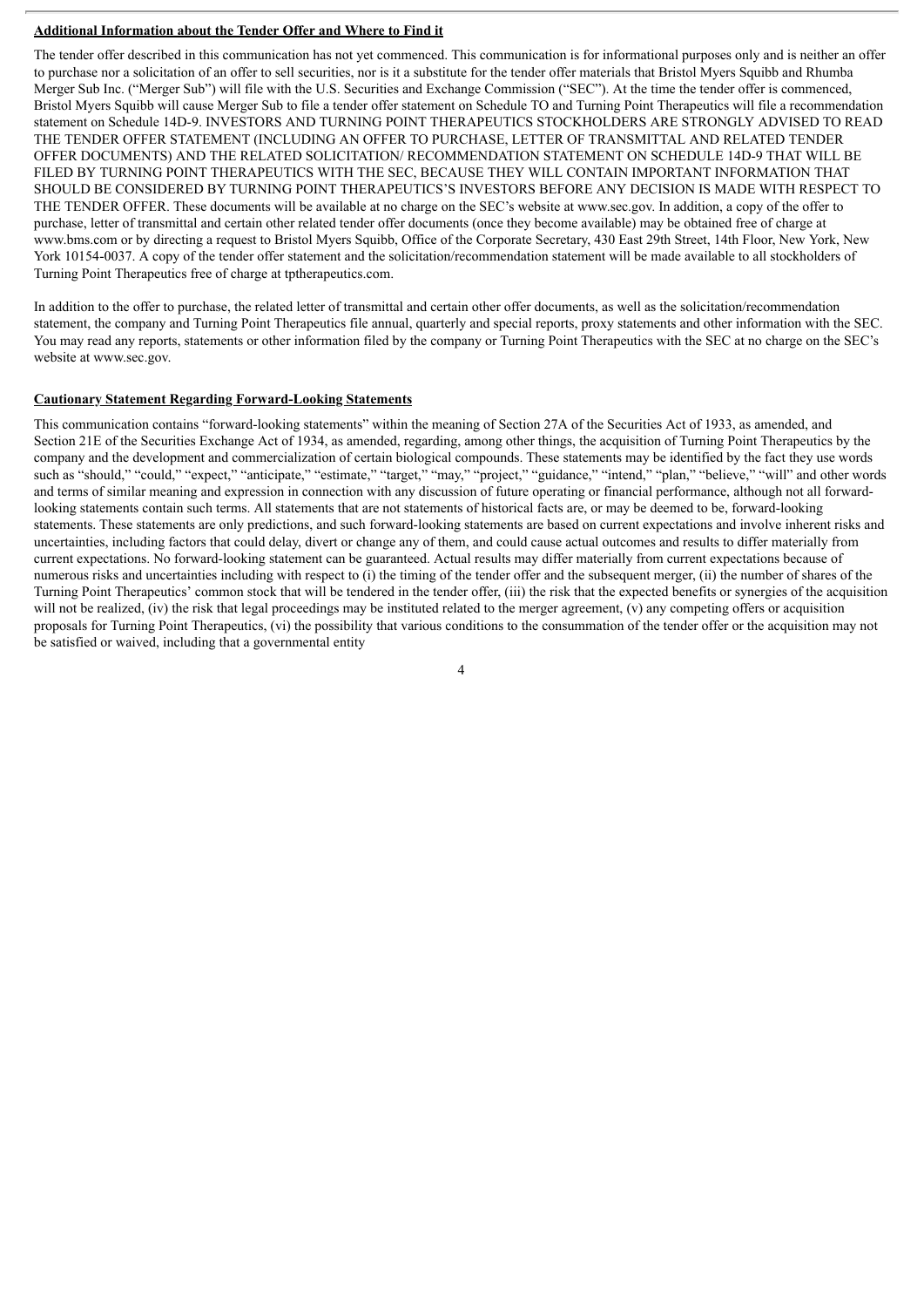**Additional Information about the Tender Offer and Where to Find it**

The tender offer described in this communication has not yet commenced. This communication is for informational purposes only and is neither an offer to purchase nor a solicitation of an offer to sell securities, nor is it a substitute for the tender offer materials that Bristol Myers Squibb and Rhumba Merger Sub Inc. ("Merger Sub") will file with the U.S. Securities and Exchange Commission ("SEC"). At the time the tender offer is commenced, Bristol Myers Squibb will cause Merger Sub to file a tender offer statement on Schedule TO and Turning Point Therapeutics will file a recommendation statement on Schedule 14D-9. INVESTORS AND TURNING POINT THERAPEUTICS STOCKHOLDERS ARE STRONGLY ADVISED TO READ THE TENDER OFFER STATEMENT (INCLUDING AN OFFER TO PURCHASE, LETTER OF TRANSMITTAL AND RELATED TENDER OFFER DOCUMENTS) AND THE RELATED SOLICITATION/ RECOMMENDATION STATEMENT ON SCHEDULE 14D-9 THAT WILL BE FILED BY TURNING POINT THERAPEUTICS WITH THE SEC, BECAUSE THEY WILL CONTAIN IMPORTANT INFORMATION THAT SHOULD BE CONSIDERED BY TURNING POINT THERAPEUTICS'S INVESTORS BEFORE ANY DECISION IS MADE WITH RESPECT TO THE TENDER OFFER. These documents will be available at no charge on the SEC's website at www.sec.gov. In addition, a copy of the offer to purchase, letter of transmittal and certain other related tender offer documents (once they become available) may be obtained free of charge at www.bms.com or by directing a request to Bristol Myers Squibb, Office of the Corporate Secretary, 430 East 29th Street, 14th Floor, New York, New York 10154-0037. A copy of the tender offer statement and the solicitation/recommendation statement will be made available to all stockholders of Turning Point Therapeutics free of charge at tptherapeutics.com.

In addition to the offer to purchase, the related letter of transmittal and certain other offer documents, as well as the solicitation/recommendation statement, the company and Turning Point Therapeutics file annual, quarterly and special reports, proxy statements and other information with the SEC. You may read any reports, statements or other information filed by the company or Turning Point Therapeutics with the SEC at no charge on the SEC's website at www.sec.gov.

**Cautionary Statement Regarding Forward-Looking Statements**

This communication contains "forward-looking statements" within the meaning of Section 27A of the Securities Act of 1933, as amended, and Section 21E of the Securities Exchange Act of 1934, as amended, regarding, among other things, the acquisition of Turning Point Therapeutics by the company and the development and commercialization of certain biological compounds. These statements may be identified by the fact they use words such as "should," "could," "expect," "anticipate," "estimate," "target," "may," "project," "guidance," "intend," "plan," "believe," "will" and other words and terms of similar meaning and expression in connection with any discussion of future operating or financial performance, although not all forward-looking statements contain such terms. All statements that are not statements of historical facts are, or may be deemed to be, forward-looking statements. These statements are only predictions, and such forward-looking statements are based on current expectations and involve inherent risks and uncertainties, including factors that could delay, divert or change any of them, and could cause actual outcomes and results to differ materially from current expectations. No forward-looking statement can be guaranteed. Actual results may differ materially from current expectations because of numerous risks and uncertainties including with respect to (i) the timing of the tender offer and the subsequent merger, (ii) the number of shares of the Turning Point Therapeutics' common stock that will be tendered in the tender offer, (iii) the risk that the expected benefits or synergies of the acquisition will not be realized, (iv) the risk that legal proceedings may be instituted related to the merger agreement, (v) any competing offers or acquisition proposals for Turning Point Therapeutics, (vi) the possibility that various conditions to the consummation of the tender offer or the acquisition may not be satisfied or waived, including that a governmental entity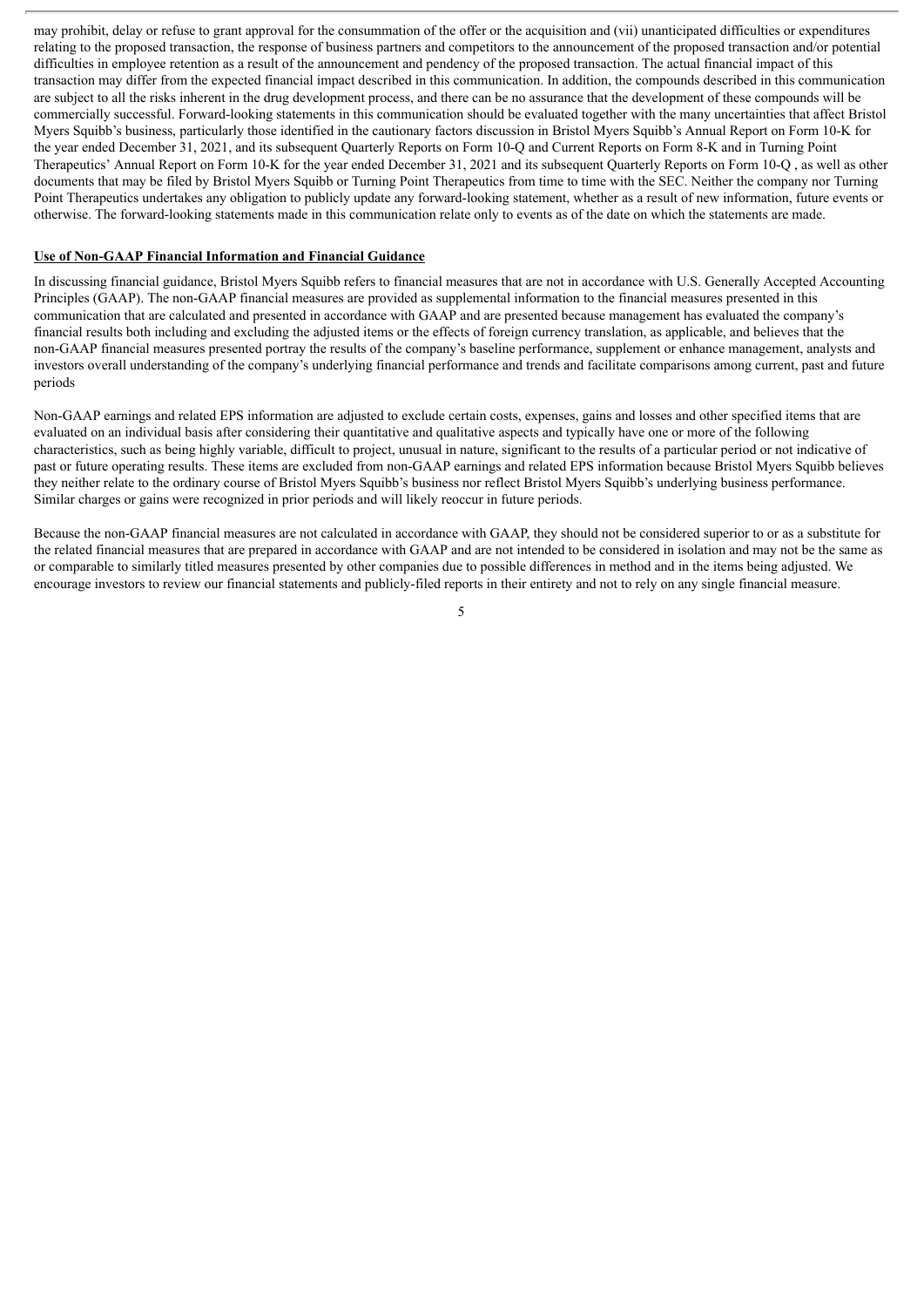may prohibit, delay or refuse to grant approval for the consummation of the offer or the acquisition and (vii) unanticipated difficulties or expenditures relating to the proposed transaction, the response of business partners and competitors to the announcement of the proposed transaction and/or potential difficulties in employee retention as a result of the announcement and pendency of the proposed transaction. The actual financial impact of this transaction may differ from the expected financial impact described in this communication. In addition, the compounds described in this communication are subject to all the risks inherent in the drug development process, and there can be no assurance that the development of these compounds will be commercially successful. Forward-looking statements in this communication should be evaluated together with the many uncertainties that affect Bristol Myers Squibb's business, particularly those identified in the cautionary factors discussion in Bristol Myers Squibb's Annual Report on Form 10-K for the year ended December 31, 2021, and its subsequent Quarterly Reports on Form 10-Q and Current Reports on Form 8-K and in Turning Point Therapeutics' Annual Report on Form 10-K for the year ended December 31, 2021 and its subsequent Quarterly Reports on Form 10-Q , as well as other documents that may be filed by Bristol Myers Squibb or Turning Point Therapeutics from time to time with the SEC. Neither the company nor Turning Point Therapeutics undertakes any obligation to publicly update any forward-looking statement, whether as a result of new information, future events or otherwise. The forward-looking statements made in this communication relate only to events as of the date on which the statements are made.

**Use of Non-GAAP Financial Information and Financial Guidance**

In discussing financial guidance, Bristol Myers Squibb refers to financial measures that are not in accordance with U.S. Generally Accepted Accounting Principles (GAAP). The non-GAAP financial measures are provided as supplemental information to the financial measures presented in this communication that are calculated and presented in accordance with GAAP and are presented because management has evaluated the company's financial results both including and excluding the adjusted items or the effects of foreign currency translation, as applicable, and believes that the non-GAAP financial measures presented portray the results of the company's baseline performance, supplement or enhance management, analysts and investors overall understanding of the company's underlying financial performance and trends and facilitate comparisons among current, past and future periods

Non-GAAP earnings and related EPS information are adjusted to exclude certain costs, expenses, gains and losses and other specified items that are evaluated on an individual basis after considering their quantitative and qualitative aspects and typically have one or more of the following characteristics, such as being highly variable, difficult to project, unusual in nature, significant to the results of a particular period or not indicative of past or future operating results. These items are excluded from non-GAAP earnings and related EPS information because Bristol Myers Squibb believes they neither relate to the ordinary course of Bristol Myers Squibb's business nor reflect Bristol Myers Squibb's underlying business performance. Similar charges or gains were recognized in prior periods and will likely reoccur in future periods.

Because the non-GAAP financial measures are not calculated in accordance with GAAP, they should not be considered superior to or as a substitute for the related financial measures that are prepared in accordance with GAAP and are not intended to be considered in isolation and may not be the same as or comparable to similarly titled measures presented by other companies due to possible differences in method and in the items being adjusted. We encourage investors to review our financial statements and publicly-filed reports in their entirety and not to rely on any single financial measure.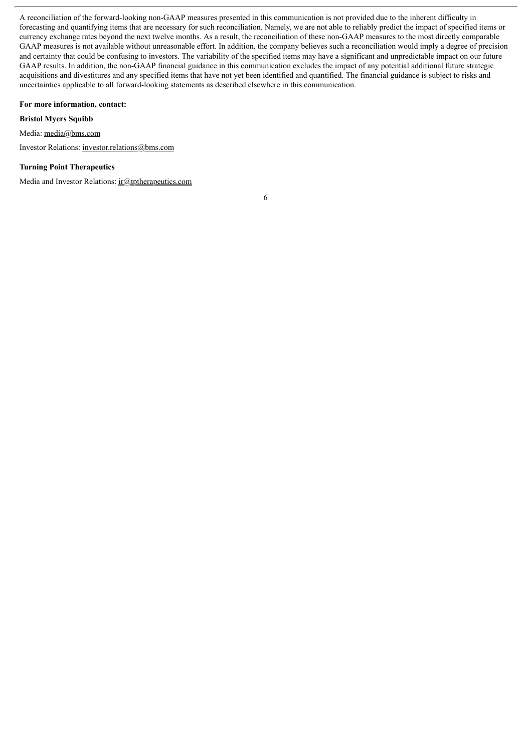A reconciliation of the forward-looking non-GAAP measures presented in this communication is not provided due to the inherent difficulty in forecasting and quantifying items that are necessary for such reconciliation. Namely, we are not able to reliably predict the impact of specified items or currency exchange rates beyond the next twelve months. As a result, the reconciliation of these non-GAAP measures to the most directly comparable GAAP measures is not available without unreasonable effort. In addition, the company believes such a reconciliation would imply a degree of precision and certainty that could be confusing to investors. The variability of the specified items may have a significant and unpredictable impact on our future GAAP results. In addition, the non-GAAP financial guidance in this communication excludes the impact of any potential additional future strategic acquisitions and divestitures and any specified items that have not yet been identified and quantified. The financial guidance is subject to risks and uncertainties applicable to all forward-looking statements as described elsewhere in this communication.

**For more information, contact:**

**Bristol Myers Squibb**

Media: media@bms.com

Investor Relations: investor.relations@bms.com

**Turning Point Therapeutics**

Media and Investor Relations: ir@tptherapeutics.com